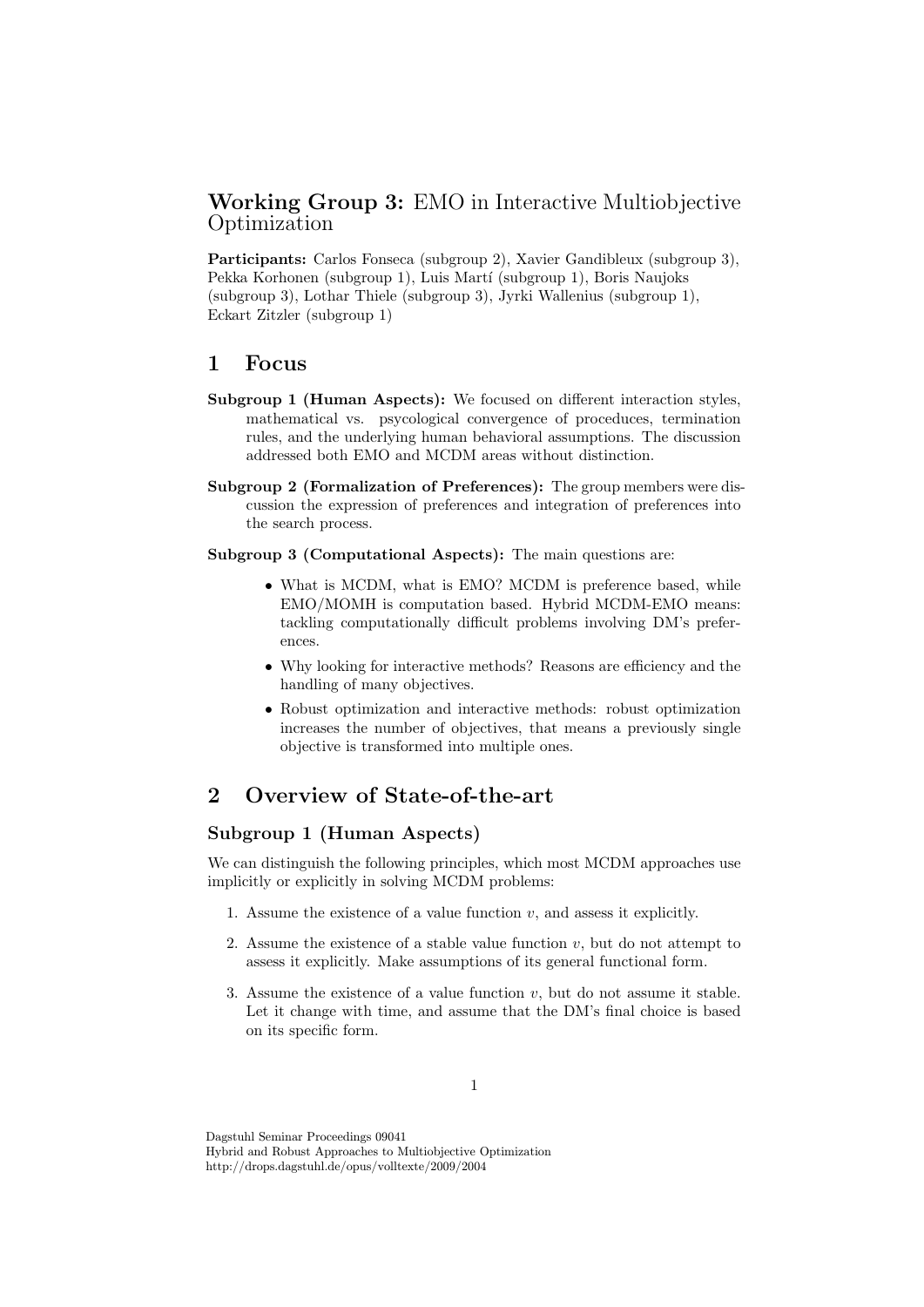# **Working Group 3:** EMO in Interactive Multiobjective Optimization

**Participants:** Carlos Fonseca (subgroup 2), Xavier Gandibleux (subgroup 3), Pekka Korhonen (subgroup 1), Luis Martí (subgroup 1), Boris Naujoks (subgroup 3), Lothar Thiele (subgroup 3), Jyrki Wallenius (subgroup 1), Eckart Zitzler (subgroup 1)

## 1 Focus

**Subgroup 1 (Human Aspects):** We focused on different interaction styles, mathematical vs. psycological convergence of proceduces, termination rules, and the underlying human behavioral assumptions. The discussion addressed both EMO and MCDM areas without distinction.

**Subgroup 2 (Formalization of Preferences):** The group members were discussion the expression of preferences and integration of preferences into the search process.

**Subgroup 3 (Computational Aspects):** The main questions are:

- What is MCDM, what is EMO? MCDM is preference based, while EMO/MOMH is computation based. Hybrid MCDM-EMO means: tackling computationally difficult problems involving DM's preferences.
- Why looking for interactive methods? Reasons are efficiency and the handling of many objectives.
- Robust optimization and interactive methods: robust optimization increases the number of objectives, that means a previously single objective is transformed into multiple ones.

## 2 Overview of State-of-the-art

### Subgroup 1 (Human Aspects)

We can distinguish the following principles, which most MCDM approaches use implicitly or explicitly in solving MCDM problems:

1. Assume the existence of a value function $v$, and assess it explicitly.
2. Assume the existence of a stable value function $v$, but do not attempt to assess it explicitly. Make assumptions of its general functional form.
3. Assume the existence of a value function $v$, but do not assume it stable. Let it change with time, and assume that the DM's final choice is based on its specific form.

Dagstuhl Seminar Proceedings 09041
Hybrid and Robust Approaches to Multiobjective Optimization
http://drops.dagstuhl.de/opus/volltexte/2009/2004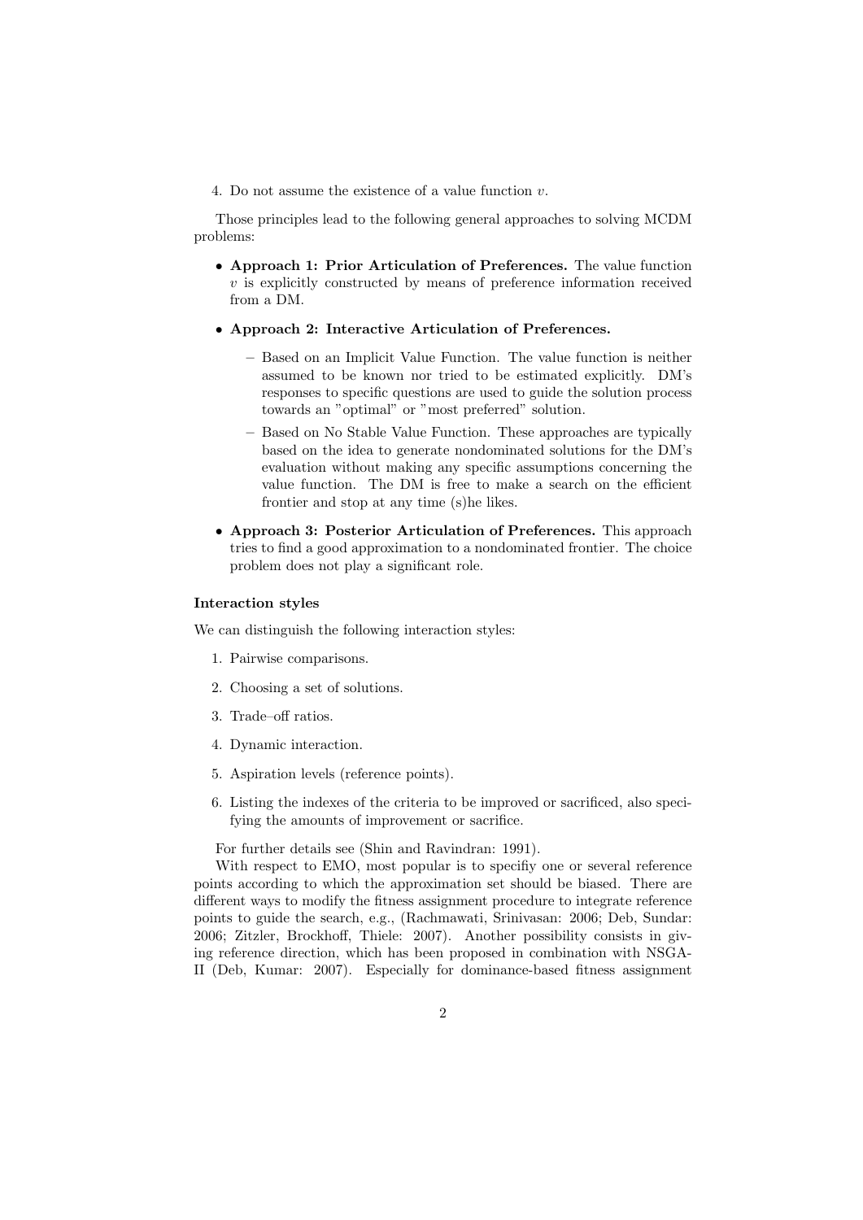4. Do not assume the existence of a value function $v$.

Those principles lead to the following general approaches to solving MCDM problems:

- **Approach 1: Prior Articulation of Preferences.** The value function $v$ is explicitly constructed by means of preference information received from a DM.
- **Approach 2: Interactive Articulation of Preferences.**
  - Based on an Implicit Value Function. The value function is neither assumed to be known nor tried to be estimated explicitly. DM's responses to specific questions are used to guide the solution process towards an "optimal" or "most preferred" solution.
  - Based on No Stable Value Function. These approaches are typically based on the idea to generate nondominated solutions for the DM's evaluation without making any specific assumptions concerning the value function. The DM is free to make a search on the efficient frontier and stop at any time (s)he likes.
- **Approach 3: Posterior Articulation of Preferences.** This approach tries to find a good approximation to a nondominated frontier. The choice problem does not play a significant role.

**Interaction styles**

We can distinguish the following interaction styles:

1. Pairwise comparisons.
2. Choosing a set of solutions.
3. Trade–off ratios.
4. Dynamic interaction.
5. Aspiration levels (reference points).
6. Listing the indexes of the criteria to be improved or sacrificed, also specifying the amounts of improvement or sacrifice.

For further details see (Shin and Ravindran: 1991).

With respect to EMO, most popular is to specifiy one or several reference points according to which the approximation set should be biased. There are different ways to modify the fitness assignment procedure to integrate reference points to guide the search, e.g., (Rachmawati, Srinivasan: 2006; Deb, Sundar: 2006; Zitzler, Brockhoff, Thiele: 2007). Another possibility consists in giving reference direction, which has been proposed in combination with NSGA-II (Deb, Kumar: 2007). Especially for dominance-based fitness assignment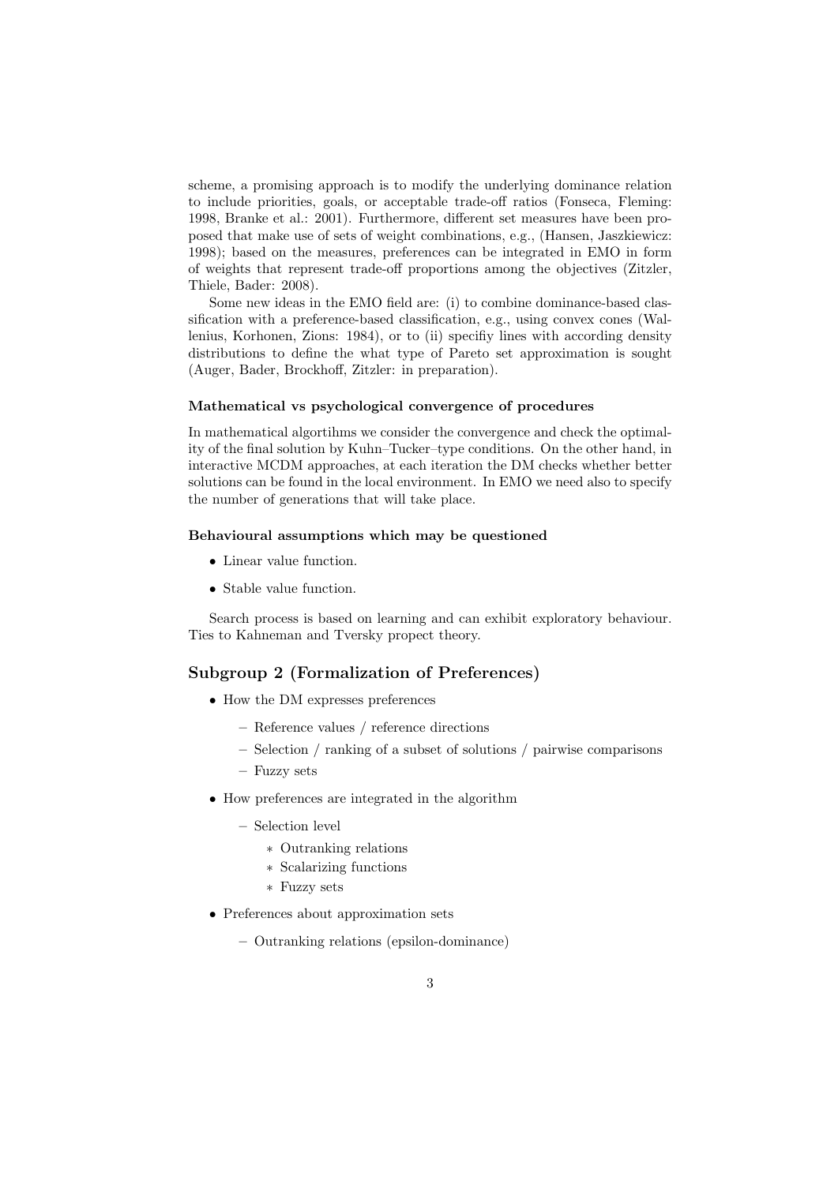scheme, a promising approach is to modify the underlying dominance relation to include priorities, goals, or acceptable trade-off ratios (Fonseca, Fleming: 1998, Branke et al.: 2001). Furthermore, different set measures have been proposed that make use of sets of weight combinations, e.g., (Hansen, Jaszkiewicz: 1998); based on the measures, preferences can be integrated in EMO in form of weights that represent trade-off proportions among the objectives (Zitzler, Thiele, Bader: 2008).

Some new ideas in the EMO field are: (i) to combine dominance-based classification with a preference-based classification, e.g., using convex cones (Wallenius, Korhonen, Zions: 1984), or to (ii) specifiy lines with according density distributions to define the what type of Pareto set approximation is sought (Auger, Bader, Brockhoff, Zitzler: in preparation).

#### Mathematical vs psychological convergence of procedures

In mathematical algortihms we consider the convergence and check the optimality of the final solution by Kuhn–Tucker–type conditions. On the other hand, in interactive MCDM approaches, at each iteration the DM checks whether better solutions can be found in the local environment. In EMO we need also to specify the number of generations that will take place.

#### Behavioural assumptions which may be questioned

- Linear value function.
- Stable value function.

Search process is based on learning and can exhibit exploratory behaviour. Ties to Kahneman and Tversky propect theory.

## Subgroup 2 (Formalization of Preferences)

- How the DM expresses preferences
  - Reference values / reference directions
  - Selection / ranking of a subset of solutions / pairwise comparisons
  - Fuzzy sets
- How preferences are integrated in the algorithm
  - Selection level
    - Outranking relations
    - Scalarizing functions
    - Fuzzy sets
- Preferences about approximation sets
  - Outranking relations (epsilon-dominance)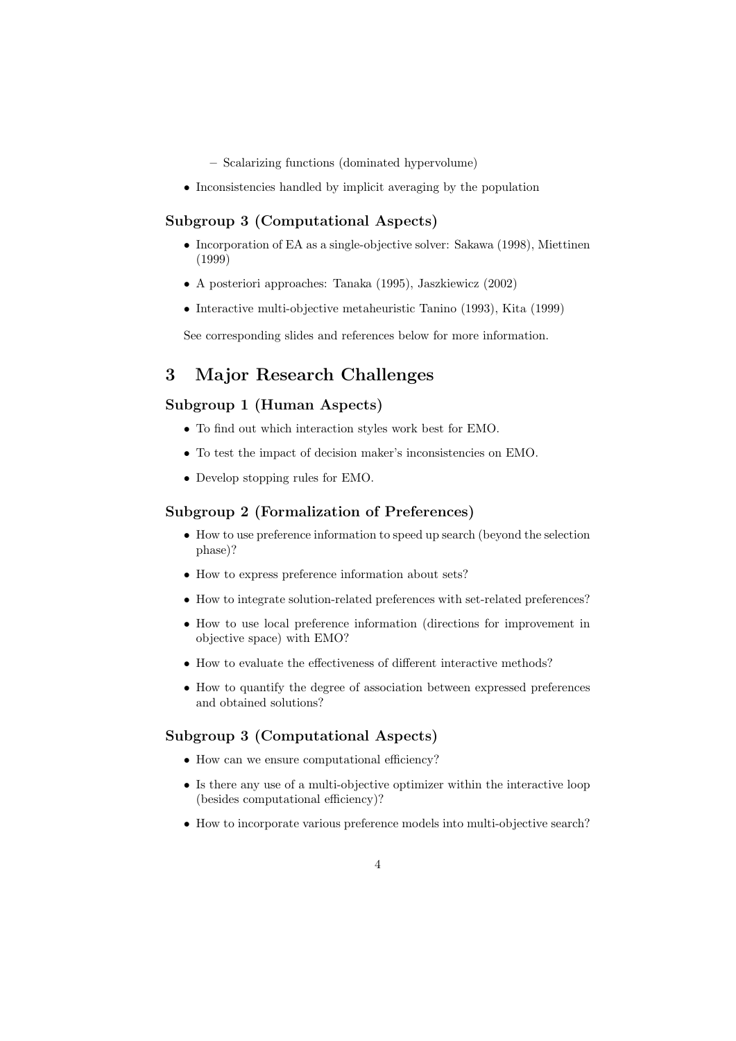- Scalarizing functions (dominated hypervolume)

- Inconsistencies handled by implicit averaging by the population

### Subgroup 3 (Computational Aspects)

- Incorporation of EA as a single-objective solver: Sakawa (1998), Miettinen (1999)
- A posteriori approaches: Tanaka (1995), Jaszkiewicz (2002)
- Interactive multi-objective metaheuristic Tanino (1993), Kita (1999)

See corresponding slides and references below for more information.

## 3 Major Research Challenges

### Subgroup 1 (Human Aspects)

- To find out which interaction styles work best for EMO.
- To test the impact of decision maker's inconsistencies on EMO.
- Develop stopping rules for EMO.

### Subgroup 2 (Formalization of Preferences)

- How to use preference information to speed up search (beyond the selection phase)?
- How to express preference information about sets?
- How to integrate solution-related preferences with set-related preferences?
- How to use local preference information (directions for improvement in objective space) with EMO?
- How to evaluate the effectiveness of different interactive methods?
- How to quantify the degree of association between expressed preferences and obtained solutions?

### Subgroup 3 (Computational Aspects)

- How can we ensure computational efficiency?
- Is there any use of a multi-objective optimizer within the interactive loop (besides computational efficiency)?
- How to incorporate various preference models into multi-objective search?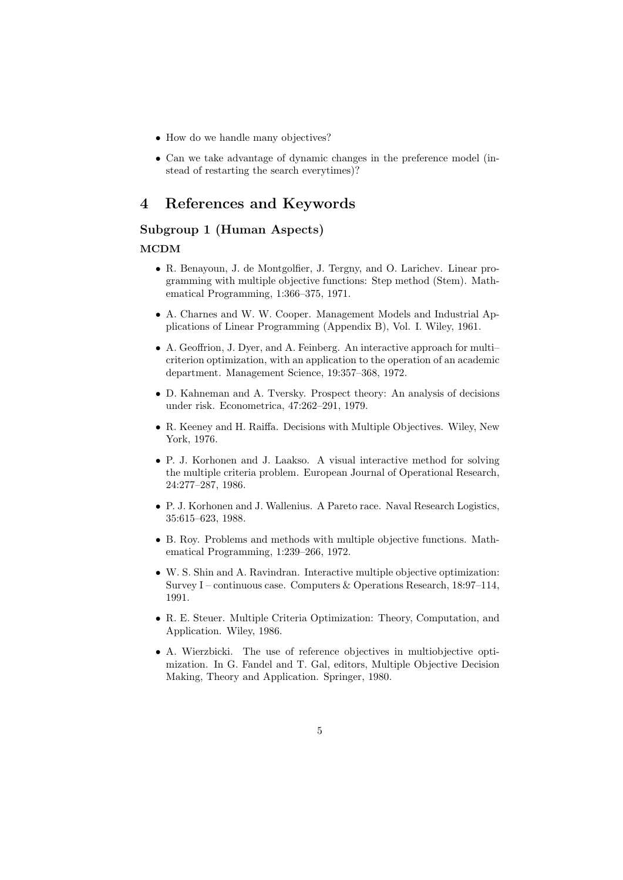- How do we handle many objectives?
- Can we take advantage of dynamic changes in the preference model (instead of restarting the search everytimes)?

# 4 References and Keywords

### Subgroup 1 (Human Aspects)

#### MCDM

- R. Benayoun, J. de Montgolfier, J. Tergny, and O. Larichev. Linear programming with multiple objective functions: Step method (Stem). Mathematical Programming, 1:366–375, 1971.
- A. Charnes and W. W. Cooper. Management Models and Industrial Applications of Linear Programming (Appendix B), Vol. I. Wiley, 1961.
- A. Geoffrion, J. Dyer, and A. Feinberg. An interactive approach for multi–criterion optimization, with an application to the operation of an academic department. Management Science, 19:357–368, 1972.
- D. Kahneman and A. Tversky. Prospect theory: An analysis of decisions under risk. Econometrica, 47:262–291, 1979.
- R. Keeney and H. Raiffa. Decisions with Multiple Objectives. Wiley, New York, 1976.
- P. J. Korhonen and J. Laakso. A visual interactive method for solving the multiple criteria problem. European Journal of Operational Research, 24:277–287, 1986.
- P. J. Korhonen and J. Wallenius. A Pareto race. Naval Research Logistics, 35:615–623, 1988.
- B. Roy. Problems and methods with multiple objective functions. Mathematical Programming, 1:239–266, 1972.
- W. S. Shin and A. Ravindran. Interactive multiple objective optimization: Survey I – continuous case. Computers & Operations Research, 18:97–114, 1991.
- R. E. Steuer. Multiple Criteria Optimization: Theory, Computation, and Application. Wiley, 1986.
- A. Wierzbicki. The use of reference objectives in multiobjective optimization. In G. Fandel and T. Gal, editors, Multiple Objective Decision Making, Theory and Application. Springer, 1980.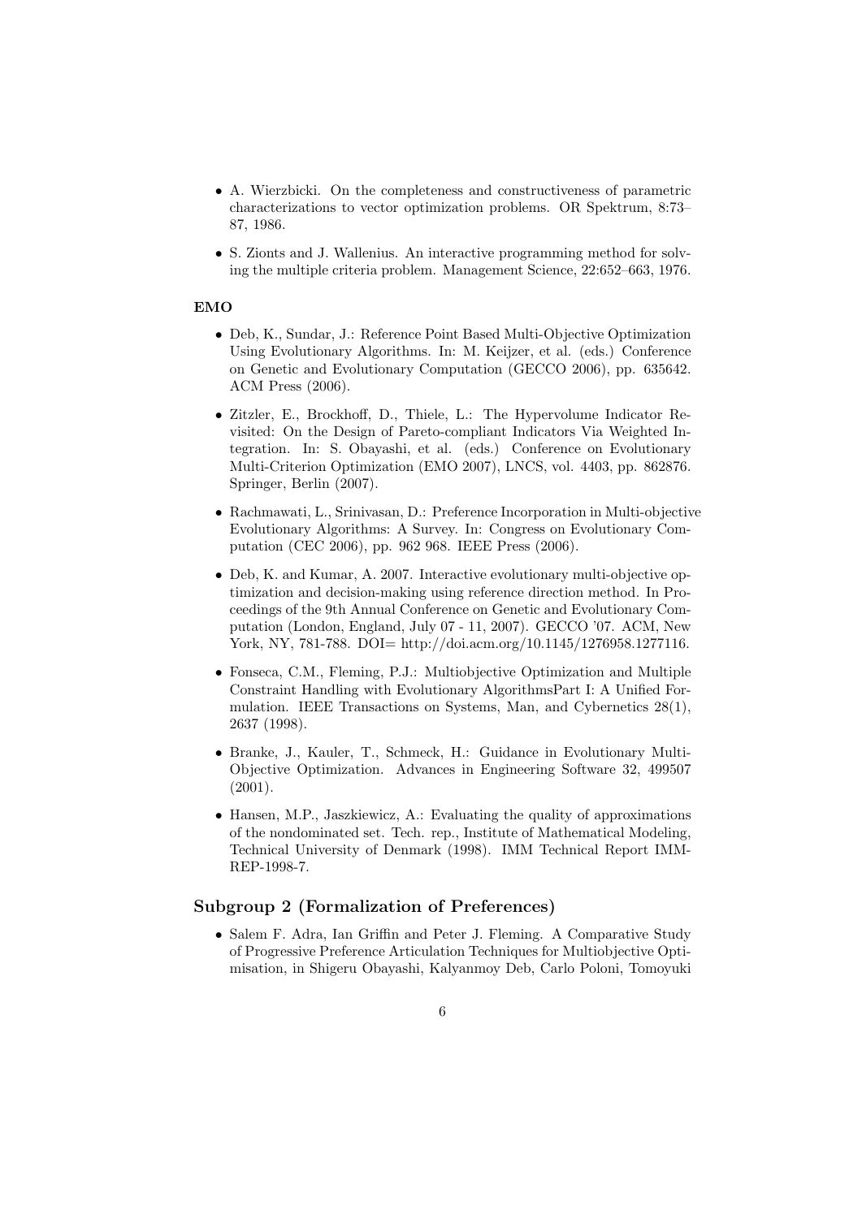- A. Wierzbicki. On the completeness and constructiveness of parametric characterizations to vector optimization problems. OR Spektrum, 8:73–87, 1986.

- S. Zionts and J. Wallenius. An interactive programming method for solving the multiple criteria problem. Management Science, 22:652–663, 1976.

**EMO**

- Deb, K., Sundar, J.: Reference Point Based Multi-Objective Optimization Using Evolutionary Algorithms. In: M. Keijzer, et al. (eds.) Conference on Genetic and Evolutionary Computation (GECCO 2006), pp. 635642. ACM Press (2006).

- Zitzler, E., Brockhoff, D., Thiele, L.: The Hypervolume Indicator Revisited: On the Design of Pareto-compliant Indicators Via Weighted Integration. In: S. Obayashi, et al. (eds.) Conference on Evolutionary Multi-Criterion Optimization (EMO 2007), LNCS, vol. 4403, pp. 862876. Springer, Berlin (2007).

- Rachmawati, L., Srinivasan, D.: Preference Incorporation in Multi-objective Evolutionary Algorithms: A Survey. In: Congress on Evolutionary Computation (CEC 2006), pp. 962 968. IEEE Press (2006).

- Deb, K. and Kumar, A. 2007. Interactive evolutionary multi-objective optimization and decision-making using reference direction method. In Proceedings of the 9th Annual Conference on Genetic and Evolutionary Computation (London, England, July 07 - 11, 2007). GECCO '07. ACM, New York, NY, 781-788. DOI= http://doi.acm.org/10.1145/1276958.1277116.

- Fonseca, C.M., Fleming, P.J.: Multiobjective Optimization and Multiple Constraint Handling with Evolutionary AlgorithmsPart I: A Unified Formulation. IEEE Transactions on Systems, Man, and Cybernetics 28(1), 2637 (1998).

- Branke, J., Kauler, T., Schmeck, H.: Guidance in Evolutionary Multi-Objective Optimization. Advances in Engineering Software 32, 499507 (2001).

- Hansen, M.P., Jaszkiewicz, A.: Evaluating the quality of approximations of the nondominated set. Tech. rep., Institute of Mathematical Modeling, Technical University of Denmark (1998). IMM Technical Report IMM-REP-1998-7.

## Subgroup 2 (Formalization of Preferences)

- Salem F. Adra, Ian Griffin and Peter J. Fleming. A Comparative Study of Progressive Preference Articulation Techniques for Multiobjective Optimisation, in Shigeru Obayashi, Kalyanmoy Deb, Carlo Poloni, Tomoyuki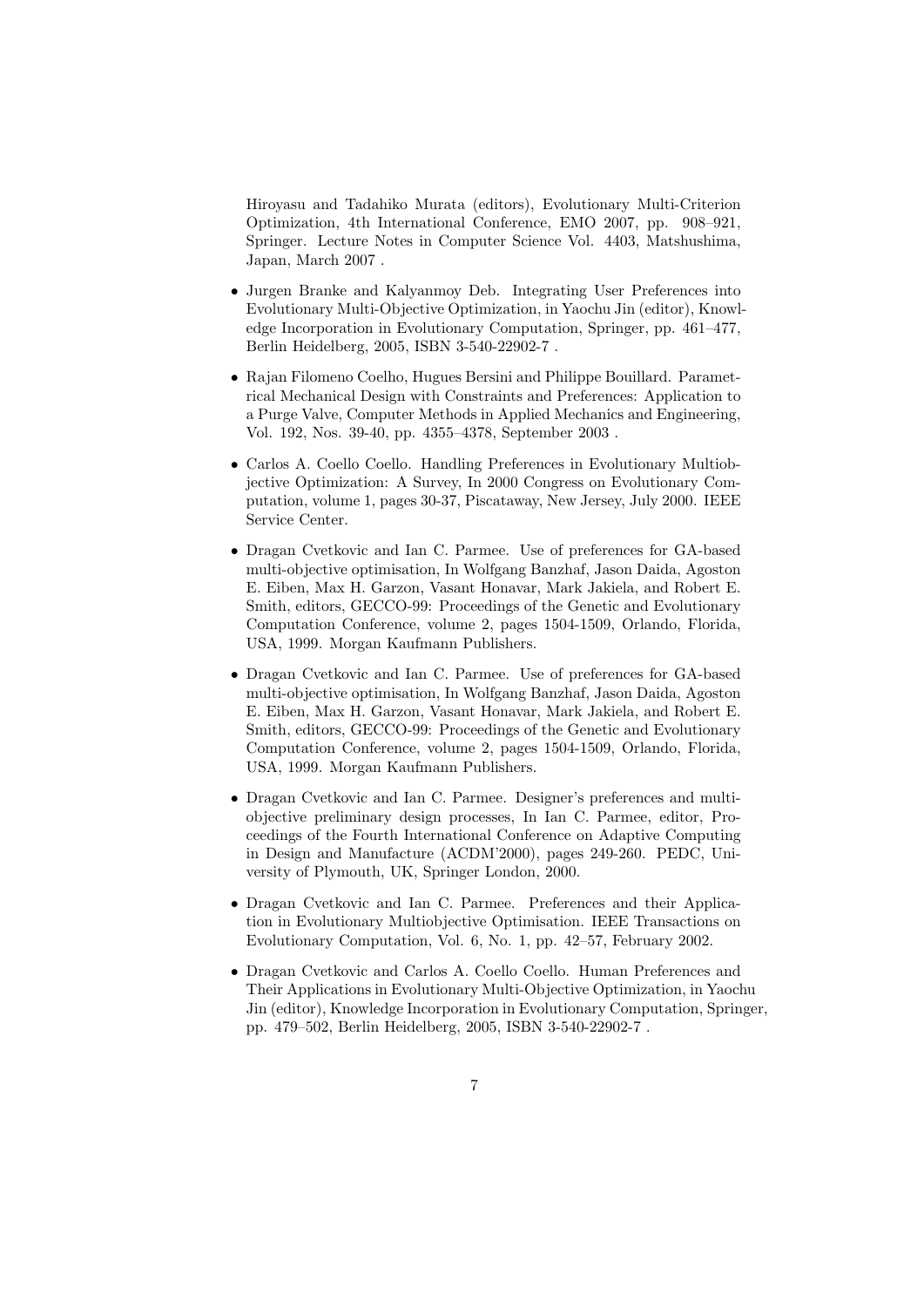Hiroyasu and Tadahiko Murata (editors), Evolutionary Multi-Criterion Optimization, 4th International Conference, EMO 2007, pp. 908–921, Springer. Lecture Notes in Computer Science Vol. 4403, Matshushima, Japan, March 2007 .

- Jurgen Branke and Kalyanmoy Deb. Integrating User Preferences into Evolutionary Multi-Objective Optimization, in Yaochu Jin (editor), Knowledge Incorporation in Evolutionary Computation, Springer, pp. 461–477, Berlin Heidelberg, 2005, ISBN 3-540-22902-7 .

- Rajan Filomeno Coelho, Hugues Bersini and Philippe Bouillard. Parametrical Mechanical Design with Constraints and Preferences: Application to a Purge Valve, Computer Methods in Applied Mechanics and Engineering, Vol. 192, Nos. 39-40, pp. 4355–4378, September 2003 .

- Carlos A. Coello Coello. Handling Preferences in Evolutionary Multiobjective Optimization: A Survey, In 2000 Congress on Evolutionary Computation, volume 1, pages 30-37, Piscataway, New Jersey, July 2000. IEEE Service Center.

- Dragan Cvetkovic and Ian C. Parmee. Use of preferences for GA-based multi-objective optimisation, In Wolfgang Banzhaf, Jason Daida, Agoston E. Eiben, Max H. Garzon, Vasant Honavar, Mark Jakiela, and Robert E. Smith, editors, GECCO-99: Proceedings of the Genetic and Evolutionary Computation Conference, volume 2, pages 1504-1509, Orlando, Florida, USA, 1999. Morgan Kaufmann Publishers.

- Dragan Cvetkovic and Ian C. Parmee. Use of preferences for GA-based multi-objective optimisation, In Wolfgang Banzhaf, Jason Daida, Agoston E. Eiben, Max H. Garzon, Vasant Honavar, Mark Jakiela, and Robert E. Smith, editors, GECCO-99: Proceedings of the Genetic and Evolutionary Computation Conference, volume 2, pages 1504-1509, Orlando, Florida, USA, 1999. Morgan Kaufmann Publishers.

- Dragan Cvetkovic and Ian C. Parmee. Designer's preferences and multiobjective preliminary design processes, In Ian C. Parmee, editor, Proceedings of the Fourth International Conference on Adaptive Computing in Design and Manufacture (ACDM'2000), pages 249-260. PEDC, University of Plymouth, UK, Springer London, 2000.

- Dragan Cvetkovic and Ian C. Parmee. Preferences and their Application in Evolutionary Multiobjective Optimisation. IEEE Transactions on Evolutionary Computation, Vol. 6, No. 1, pp. 42–57, February 2002.

- Dragan Cvetkovic and Carlos A. Coello Coello. Human Preferences and Their Applications in Evolutionary Multi-Objective Optimization, in Yaochu Jin (editor), Knowledge Incorporation in Evolutionary Computation, Springer, pp. 479–502, Berlin Heidelberg, 2005, ISBN 3-540-22902-7 .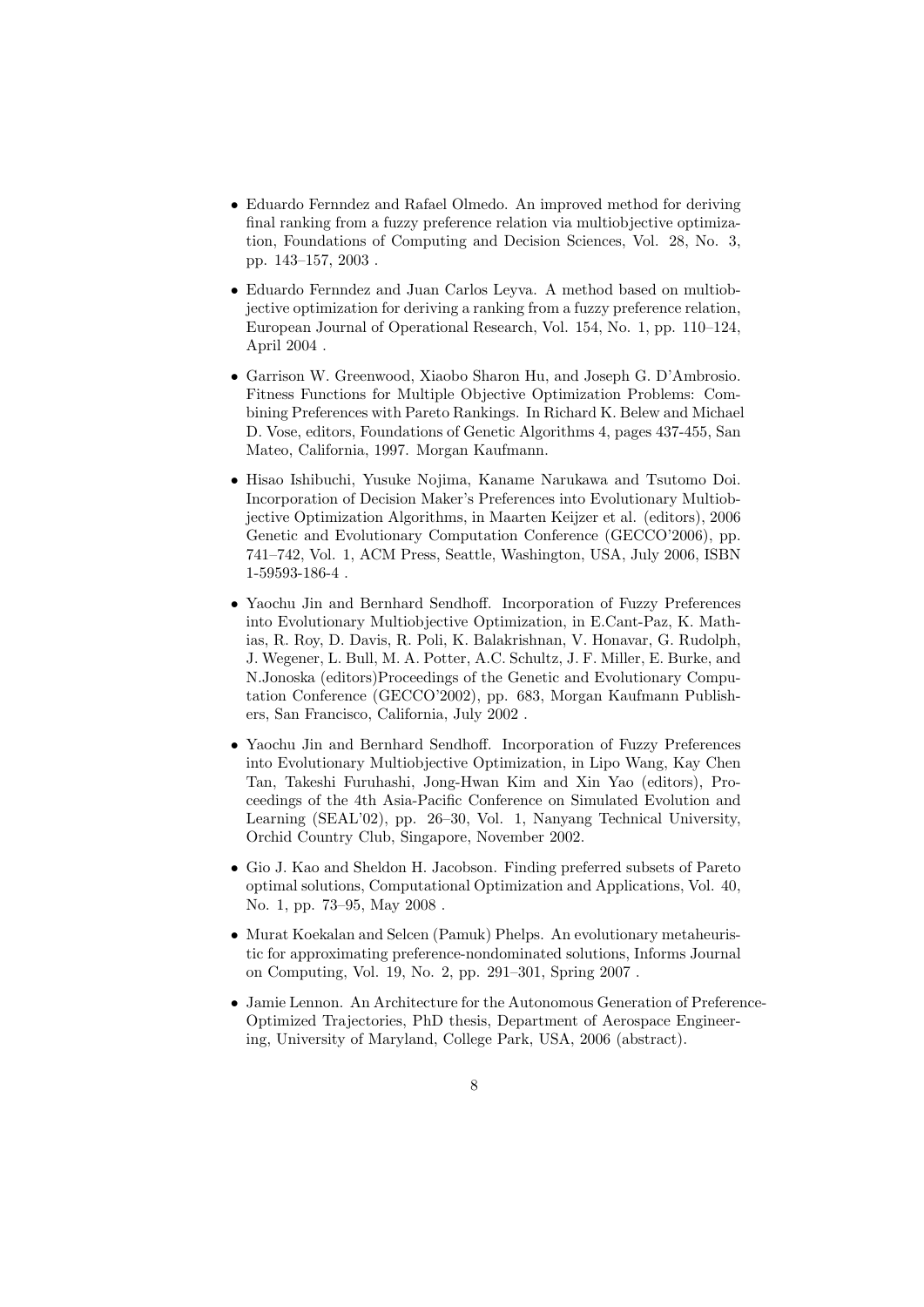- Eduardo Fernndez and Rafael Olmedo. An improved method for deriving final ranking from a fuzzy preference relation via multiobjective optimization, Foundations of Computing and Decision Sciences, Vol. 28, No. 3, pp. 143–157, 2003 .

- Eduardo Fernndez and Juan Carlos Leyva. A method based on multiobjective optimization for deriving a ranking from a fuzzy preference relation, European Journal of Operational Research, Vol. 154, No. 1, pp. 110–124, April 2004 .

- Garrison W. Greenwood, Xiaobo Sharon Hu, and Joseph G. D'Ambrosio. Fitness Functions for Multiple Objective Optimization Problems: Combining Preferences with Pareto Rankings. In Richard K. Belew and Michael D. Vose, editors, Foundations of Genetic Algorithms 4, pages 437-455, San Mateo, California, 1997. Morgan Kaufmann.

- Hisao Ishibuchi, Yusuke Nojima, Kaname Narukawa and Tsutomo Doi. Incorporation of Decision Maker's Preferences into Evolutionary Multiobjective Optimization Algorithms, in Maarten Keijzer et al. (editors), 2006 Genetic and Evolutionary Computation Conference (GECCO'2006), pp. 741–742, Vol. 1, ACM Press, Seattle, Washington, USA, July 2006, ISBN 1-59593-186-4 .

- Yaochu Jin and Bernhard Sendhoff. Incorporation of Fuzzy Preferences into Evolutionary Multiobjective Optimization, in E.Cant-Paz, K. Mathias, R. Roy, D. Davis, R. Poli, K. Balakrishnan, V. Honavar, G. Rudolph, J. Wegener, L. Bull, M. A. Potter, A.C. Schultz, J. F. Miller, E. Burke, and N.Jonoska (editors)Proceedings of the Genetic and Evolutionary Computation Conference (GECCO'2002), pp. 683, Morgan Kaufmann Publishers, San Francisco, California, July 2002 .

- Yaochu Jin and Bernhard Sendhoff. Incorporation of Fuzzy Preferences into Evolutionary Multiobjective Optimization, in Lipo Wang, Kay Chen Tan, Takeshi Furuhashi, Jong-Hwan Kim and Xin Yao (editors), Proceedings of the 4th Asia-Pacific Conference on Simulated Evolution and Learning (SEAL'02), pp. 26–30, Vol. 1, Nanyang Technical University, Orchid Country Club, Singapore, November 2002.

- Gio J. Kao and Sheldon H. Jacobson. Finding preferred subsets of Pareto optimal solutions, Computational Optimization and Applications, Vol. 40, No. 1, pp. 73–95, May 2008 .

- Murat Koekalan and Selcen (Pamuk) Phelps. An evolutionary metaheuristic for approximating preference-nondominated solutions, Informs Journal on Computing, Vol. 19, No. 2, pp. 291–301, Spring 2007 .

- Jamie Lennon. An Architecture for the Autonomous Generation of Preference-Optimized Trajectories, PhD thesis, Department of Aerospace Engineering, University of Maryland, College Park, USA, 2006 (abstract).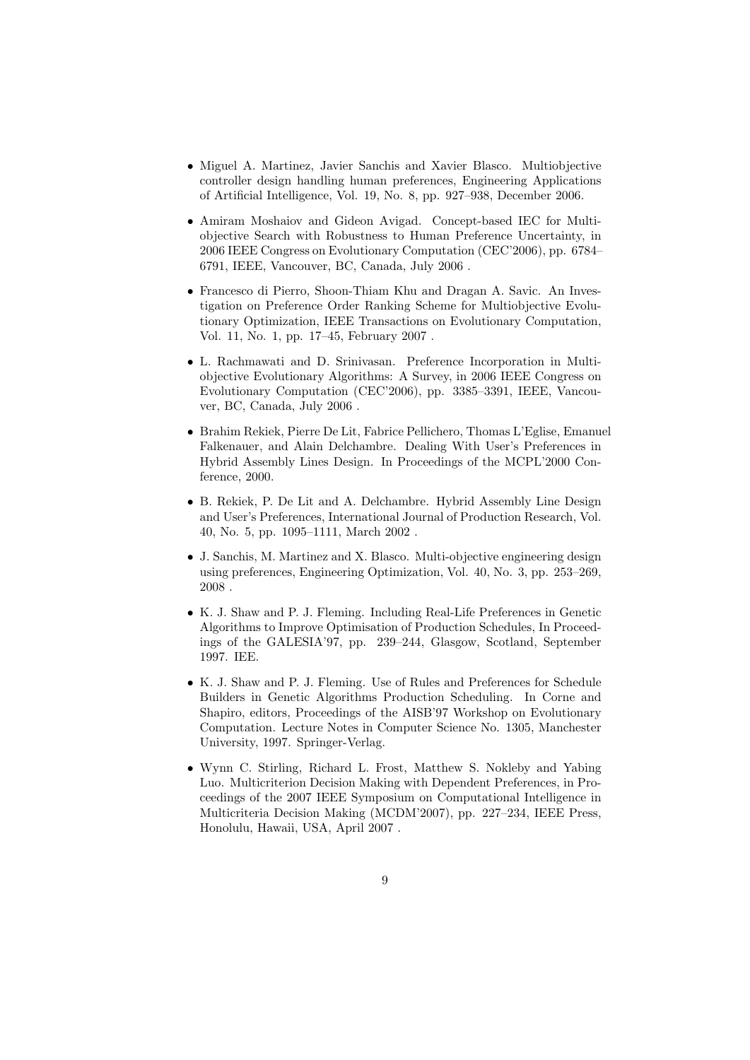- Miguel A. Martinez, Javier Sanchis and Xavier Blasco. Multiobjective controller design handling human preferences, Engineering Applications of Artificial Intelligence, Vol. 19, No. 8, pp. 927–938, December 2006.

- Amiram Moshaiov and Gideon Avigad. Concept-based IEC for Multiobjective Search with Robustness to Human Preference Uncertainty, in 2006 IEEE Congress on Evolutionary Computation (CEC'2006), pp. 6784–6791, IEEE, Vancouver, BC, Canada, July 2006 .

- Francesco di Pierro, Shoon-Thiam Khu and Dragan A. Savic. An Investigation on Preference Order Ranking Scheme for Multiobjective Evolutionary Optimization, IEEE Transactions on Evolutionary Computation, Vol. 11, No. 1, pp. 17–45, February 2007 .

- L. Rachmawati and D. Srinivasan. Preference Incorporation in Multiobjective Evolutionary Algorithms: A Survey, in 2006 IEEE Congress on Evolutionary Computation (CEC'2006), pp. 3385–3391, IEEE, Vancouver, BC, Canada, July 2006 .

- Brahim Rekiek, Pierre De Lit, Fabrice Pellichero, Thomas L'Eglise, Emanuel Falkenauer, and Alain Delchambre. Dealing With User's Preferences in Hybrid Assembly Lines Design. In Proceedings of the MCPL'2000 Conference, 2000.

- B. Rekiek, P. De Lit and A. Delchambre. Hybrid Assembly Line Design and User's Preferences, International Journal of Production Research, Vol. 40, No. 5, pp. 1095–1111, March 2002 .

- J. Sanchis, M. Martinez and X. Blasco. Multi-objective engineering design using preferences, Engineering Optimization, Vol. 40, No. 3, pp. 253–269, 2008 .

- K. J. Shaw and P. J. Fleming. Including Real-Life Preferences in Genetic Algorithms to Improve Optimisation of Production Schedules, In Proceedings of the GALESIA'97, pp. 239–244, Glasgow, Scotland, September 1997. IEE.

- K. J. Shaw and P. J. Fleming. Use of Rules and Preferences for Schedule Builders in Genetic Algorithms Production Scheduling. In Corne and Shapiro, editors, Proceedings of the AISB'97 Workshop on Evolutionary Computation. Lecture Notes in Computer Science No. 1305, Manchester University, 1997. Springer-Verlag.

- Wynn C. Stirling, Richard L. Frost, Matthew S. Nokleby and Yabing Luo. Multicriterion Decision Making with Dependent Preferences, in Proceedings of the 2007 IEEE Symposium on Computational Intelligence in Multicriteria Decision Making (MCDM'2007), pp. 227–234, IEEE Press, Honolulu, Hawaii, USA, April 2007 .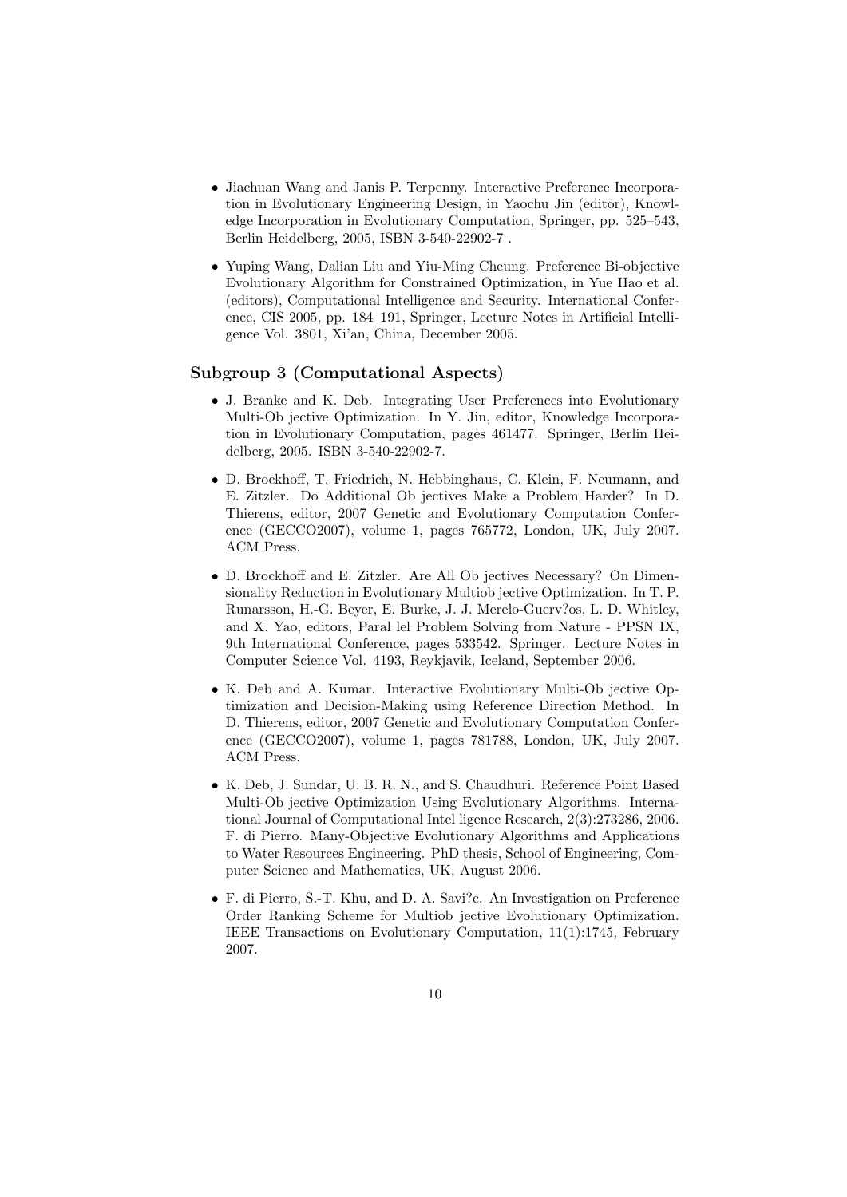- Jiachuan Wang and Janis P. Terpenny. Interactive Preference Incorporation in Evolutionary Engineering Design, in Yaochu Jin (editor), Knowledge Incorporation in Evolutionary Computation, Springer, pp. 525–543, Berlin Heidelberg, 2005, ISBN 3-540-22902-7 .

- Yuping Wang, Dalian Liu and Yiu-Ming Cheung. Preference Bi-objective Evolutionary Algorithm for Constrained Optimization, in Yue Hao et al. (editors), Computational Intelligence and Security. International Conference, CIS 2005, pp. 184–191, Springer, Lecture Notes in Artificial Intelligence Vol. 3801, Xi'an, China, December 2005.

## Subgroup 3 (Computational Aspects)

- J. Branke and K. Deb. Integrating User Preferences into Evolutionary Multi-Ob jective Optimization. In Y. Jin, editor, Knowledge Incorporation in Evolutionary Computation, pages 461477. Springer, Berlin Heidelberg, 2005. ISBN 3-540-22902-7.

- D. Brockhoff, T. Friedrich, N. Hebbinghaus, C. Klein, F. Neumann, and E. Zitzler. Do Additional Ob jectives Make a Problem Harder? In D. Thierens, editor, 2007 Genetic and Evolutionary Computation Conference (GECCO2007), volume 1, pages 765772, London, UK, July 2007. ACM Press.

- D. Brockhoff and E. Zitzler. Are All Ob jectives Necessary? On Dimensionality Reduction in Evolutionary Multiob jective Optimization. In T. P. Runarsson, H.-G. Beyer, E. Burke, J. J. Merelo-Guerv?os, L. D. Whitley, and X. Yao, editors, Paral lel Problem Solving from Nature - PPSN IX, 9th International Conference, pages 533542. Springer. Lecture Notes in Computer Science Vol. 4193, Reykjavik, Iceland, September 2006.

- K. Deb and A. Kumar. Interactive Evolutionary Multi-Ob jective Optimization and Decision-Making using Reference Direction Method. In D. Thierens, editor, 2007 Genetic and Evolutionary Computation Conference (GECCO2007), volume 1, pages 781788, London, UK, July 2007. ACM Press.

- K. Deb, J. Sundar, U. B. R. N., and S. Chaudhuri. Reference Point Based Multi-Ob jective Optimization Using Evolutionary Algorithms. International Journal of Computational Intel ligence Research, 2(3):273286, 2006. F. di Pierro. Many-Objective Evolutionary Algorithms and Applications to Water Resources Engineering. PhD thesis, School of Engineering, Computer Science and Mathematics, UK, August 2006.

- F. di Pierro, S.-T. Khu, and D. A. Savi?c. An Investigation on Preference Order Ranking Scheme for Multiob jective Evolutionary Optimization. IEEE Transactions on Evolutionary Computation, 11(1):1745, February 2007.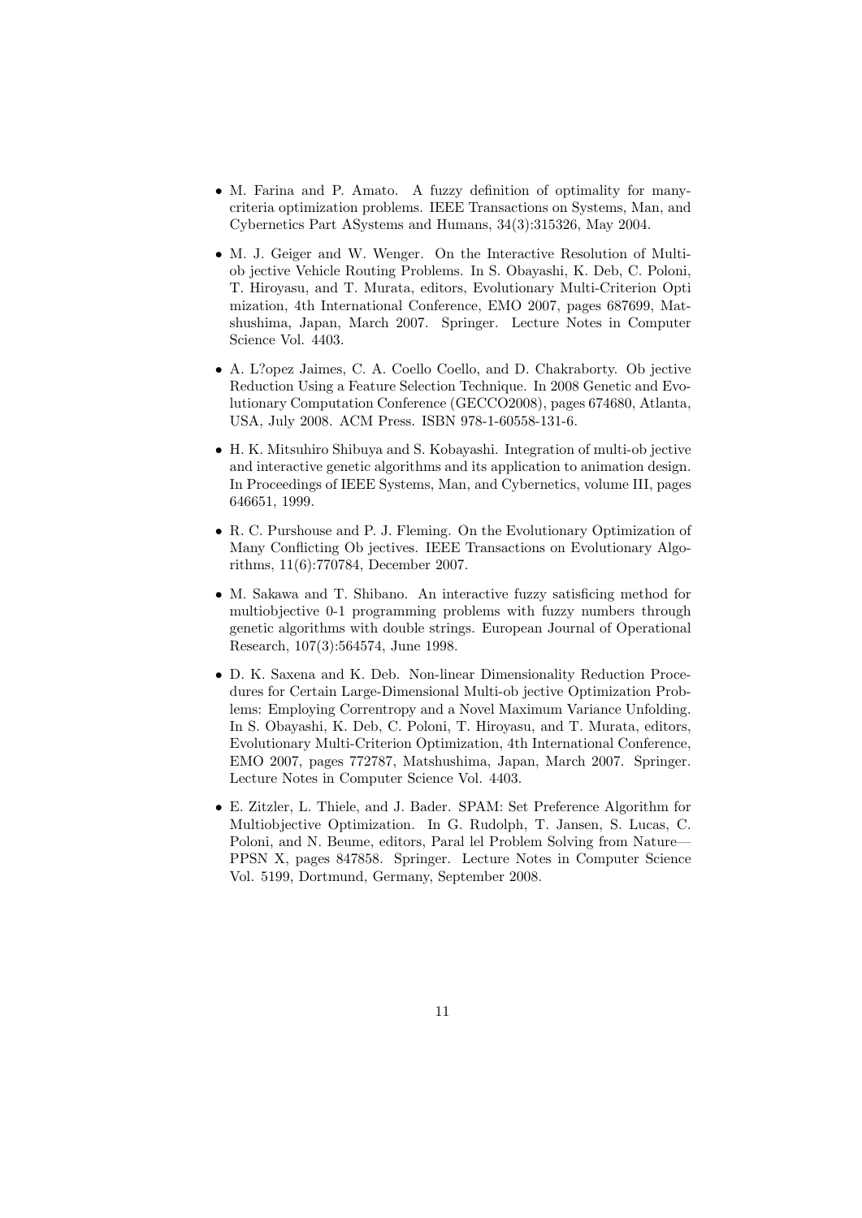- M. Farina and P. Amato. A fuzzy definition of optimality for many-criteria optimization problems. IEEE Transactions on Systems, Man, and Cybernetics Part ASystems and Humans, 34(3):315326, May 2004.
- M. J. Geiger and W. Wenger. On the Interactive Resolution of Multi-ob jective Vehicle Routing Problems. In S. Obayashi, K. Deb, C. Poloni, T. Hiroyasu, and T. Murata, editors, Evolutionary Multi-Criterion Opti mization, 4th International Conference, EMO 2007, pages 687699, Matshushima, Japan, March 2007. Springer. Lecture Notes in Computer Science Vol. 4403.
- A. L?opez Jaimes, C. A. Coello Coello, and D. Chakraborty. Ob jective Reduction Using a Feature Selection Technique. In 2008 Genetic and Evolutionary Computation Conference (GECCO2008), pages 674680, Atlanta, USA, July 2008. ACM Press. ISBN 978-1-60558-131-6.
- H. K. Mitsuhiro Shibuya and S. Kobayashi. Integration of multi-ob jective and interactive genetic algorithms and its application to animation design. In Proceedings of IEEE Systems, Man, and Cybernetics, volume III, pages 646651, 1999.
- R. C. Purshouse and P. J. Fleming. On the Evolutionary Optimization of Many Conflicting Ob jectives. IEEE Transactions on Evolutionary Algorithms, 11(6):770784, December 2007.
- M. Sakawa and T. Shibano. An interactive fuzzy satisficing method for multiobjective 0-1 programming problems with fuzzy numbers through genetic algorithms with double strings. European Journal of Operational Research, 107(3):564574, June 1998.
- D. K. Saxena and K. Deb. Non-linear Dimensionality Reduction Procedures for Certain Large-Dimensional Multi-ob jective Optimization Problems: Employing Correntropy and a Novel Maximum Variance Unfolding. In S. Obayashi, K. Deb, C. Poloni, T. Hiroyasu, and T. Murata, editors, Evolutionary Multi-Criterion Optimization, 4th International Conference, EMO 2007, pages 772787, Matshushima, Japan, March 2007. Springer. Lecture Notes in Computer Science Vol. 4403.
- E. Zitzler, L. Thiele, and J. Bader. SPAM: Set Preference Algorithm for Multiobjective Optimization. In G. Rudolph, T. Jansen, S. Lucas, C. Poloni, and N. Beume, editors, Paral lel Problem Solving from Nature—PPSN X, pages 847858. Springer. Lecture Notes in Computer Science Vol. 5199, Dortmund, Germany, September 2008.